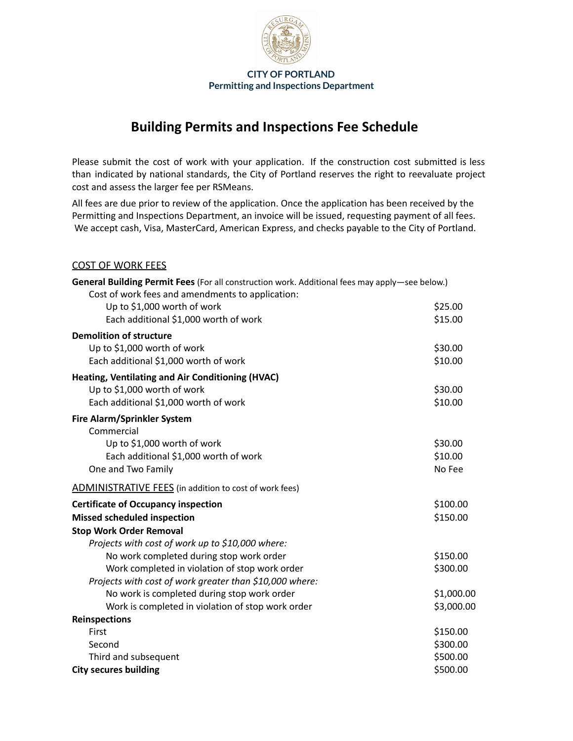**CITY OF PORTLAND**
**Permitting and Inspections Department**

# Building Permits and Inspections Fee Schedule

Please submit the cost of work with your application. If the construction cost submitted is less than indicated by national standards, the City of Portland reserves the right to reevaluate project cost and assess the larger fee per RSMeans.

All fees are due prior to review of the application. Once the application has been received by the Permitting and Inspections Department, an invoice will be issued, requesting payment of all fees. We accept cash, Visa, MasterCard, American Express, and checks payable to the City of Portland.

## COST OF WORK FEES

| | |
|---|---|
| **General Building Permit Fees** (For all construction work. Additional fees may apply—see below.) | |
| Cost of work fees and amendments to application: | |
| Up to $1,000 worth of work | $25.00 |
| Each additional $1,000 worth of work | $15.00 |
| **Demolition of structure** | |
| Up to $1,000 worth of work | $30.00 |
| Each additional $1,000 worth of work | $10.00 |
| **Heating, Ventilating and Air Conditioning (HVAC)** | |
| Up to $1,000 worth of work | $30.00 |
| Each additional $1,000 worth of work | $10.00 |
| **Fire Alarm/Sprinkler System** | |
| Commercial | |
| Up to $1,000 worth of work | $30.00 |
| Each additional $1,000 worth of work | $10.00 |
| One and Two Family | No Fee |

## ADMINISTRATIVE FEES (in addition to cost of work fees)

| | |
|---|---|
| **Certificate of Occupancy inspection** | $100.00 |
| **Missed scheduled inspection** | $150.00 |
| **Stop Work Order Removal** | |
| *Projects with cost of work up to $10,000 where:* | |
| No work completed during stop work order | $150.00 |
| Work completed in violation of stop work order | $300.00 |
| *Projects with cost of work greater than $10,000 where:* | |
| No work is completed during stop work order | $1,000.00 |
| Work is completed in violation of stop work order | $3,000.00 |
| **Reinspections** | |
| First | $150.00 |
| Second | $300.00 |
| Third and subsequent | $500.00 |
| **City secures building** | $500.00 |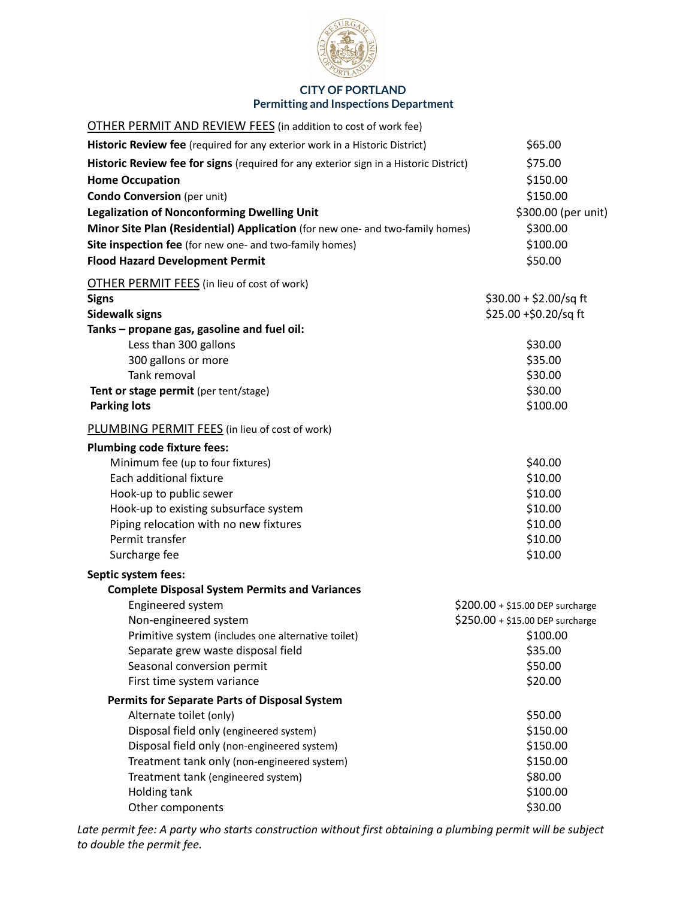**CITY OF PORTLAND**
**Permitting and Inspections Department**

OTHER PERMIT AND REVIEW FEES (in addition to cost of work fee)

| Item | Fee |
|---|---|
| **Historic Review fee** (required for any exterior work in a Historic District) | $65.00 |
| **Historic Review fee for signs** (required for any exterior sign in a Historic District) | $75.00 |
| **Home Occupation** | $150.00 |
| **Condo Conversion** (per unit) | $150.00 |
| **Legalization of Nonconforming Dwelling Unit** | $300.00 (per unit) |
| **Minor Site Plan (Residential) Application** (for new one- and two-family homes) | $300.00 |
| **Site inspection fee** (for new one- and two-family homes) | $100.00 |
| **Flood Hazard Development Permit** | $50.00 |

OTHER PERMIT FEES (in lieu of cost of work)

| Item | Fee |
|---|---|
| **Signs** | $30.00 + $2.00/sq ft |
| **Sidewalk signs** | $25.00 +$0.20/sq ft |
| **Tanks – propane gas, gasoline and fuel oil:** | |
| Less than 300 gallons | $30.00 |
| 300 gallons or more | $35.00 |
| Tank removal | $30.00 |
| **Tent or stage permit** (per tent/stage) | $30.00 |
| **Parking lots** | $100.00 |

PLUMBING PERMIT FEES (in lieu of cost of work)

| Item | Fee |
|---|---|
| **Plumbing code fixture fees:** | |
| Minimum fee (up to four fixtures) | $40.00 |
| Each additional fixture | $10.00 |
| Hook-up to public sewer | $10.00 |
| Hook-up to existing subsurface system | $10.00 |
| Piping relocation with no new fixtures | $10.00 |
| Permit transfer | $10.00 |
| Surcharge fee | $10.00 |
| **Septic system fees:** | |
| **Complete Disposal System Permits and Variances** | |
| Engineered system | $200.00 + $15.00 DEP surcharge |
| Non-engineered system | $250.00 + $15.00 DEP surcharge |
| Primitive system (includes one alternative toilet) | $100.00 |
| Separate grew waste disposal field | $35.00 |
| Seasonal conversion permit | $50.00 |
| First time system variance | $20.00 |
| **Permits for Separate Parts of Disposal System** | |
| Alternate toilet (only) | $50.00 |
| Disposal field only (engineered system) | $150.00 |
| Disposal field only (non-engineered system) | $150.00 |
| Treatment tank only (non-engineered system) | $150.00 |
| Treatment tank (engineered system) | $80.00 |
| Holding tank | $100.00 |
| Other components | $30.00 |

*Late permit fee: A party who starts construction without first obtaining a plumbing permit will be subject to double the permit fee.*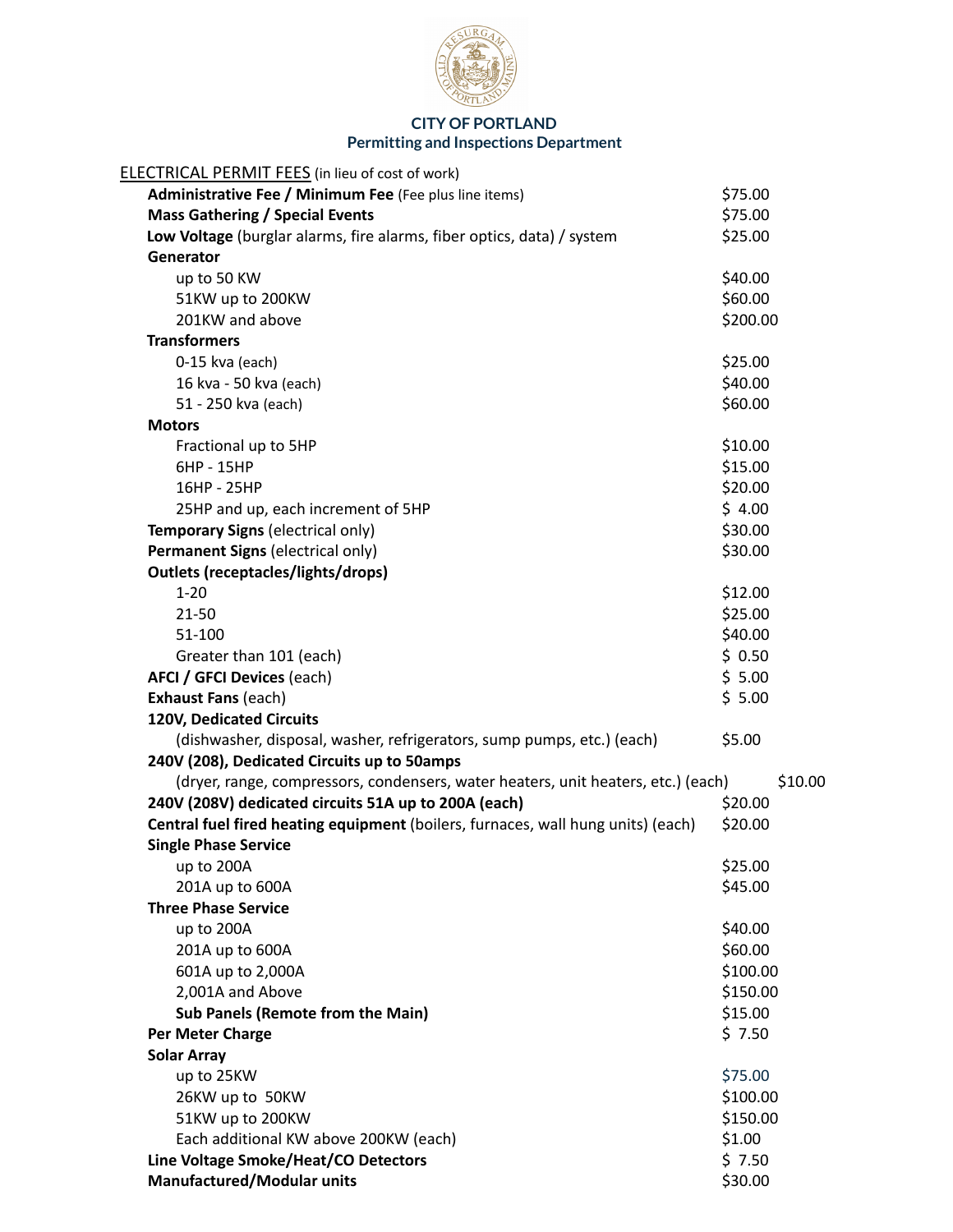**CITY OF PORTLAND**
**Permitting and Inspections Department**

ELECTRICAL PERMIT FEES (in lieu of cost of work)

| Item | Fee |
| --- | --- |
| **Administrative Fee / Minimum Fee** (Fee plus line items) | $75.00 |
| **Mass Gathering / Special Events** | $75.00 |
| **Low Voltage** (burglar alarms, fire alarms, fiber optics, data) / system | $25.00 |
| **Generator** | |
| up to 50 KW | $40.00 |
| 51KW up to 200KW | $60.00 |
| 201KW and above | $200.00 |
| **Transformers** | |
| 0-15 kva (each) | $25.00 |
| 16 kva - 50 kva (each) | $40.00 |
| 51 - 250 kva (each) | $60.00 |
| **Motors** | |
| Fractional up to 5HP | $10.00 |
| 6HP - 15HP | $15.00 |
| 16HP - 25HP | $20.00 |
| 25HP and up, each increment of 5HP | $ 4.00 |
| **Temporary Signs** (electrical only) | $30.00 |
| **Permanent Signs** (electrical only) | $30.00 |
| **Outlets (receptacles/lights/drops)** | |
| 1-20 | $12.00 |
| 21-50 | $25.00 |
| 51-100 | $40.00 |
| Greater than 101 (each) | $ 0.50 |
| **AFCI / GFCI Devices** (each) | $ 5.00 |
| **Exhaust Fans** (each) | $ 5.00 |
| **120V, Dedicated Circuits** | |
| (dishwasher, disposal, washer, refrigerators, sump pumps, etc.) (each) | $5.00 |
| **240V (208), Dedicated Circuits up to 50amps** | |
| (dryer, range, compressors, condensers, water heaters, unit heaters, etc.) (each) | $10.00 |
| **240V (208V) dedicated circuits 51A up to 200A (each)** | $20.00 |
| **Central fuel fired heating equipment** (boilers, furnaces, wall hung units) (each) | $20.00 |
| **Single Phase Service** | |
| up to 200A | $25.00 |
| 201A up to 600A | $45.00 |
| **Three Phase Service** | |
| up to 200A | $40.00 |
| 201A up to 600A | $60.00 |
| 601A up to 2,000A | $100.00 |
| 2,001A and Above | $150.00 |
| **Sub Panels (Remote from the Main)** | $15.00 |
| **Per Meter Charge** | $ 7.50 |
| **Solar Array** | |
| up to 25KW | $75.00 |
| 26KW up to 50KW | $100.00 |
| 51KW up to 200KW | $150.00 |
| Each additional KW above 200KW (each) | $1.00 |
| **Line Voltage Smoke/Heat/CO Detectors** | $ 7.50 |
| **Manufactured/Modular units** | $30.00 |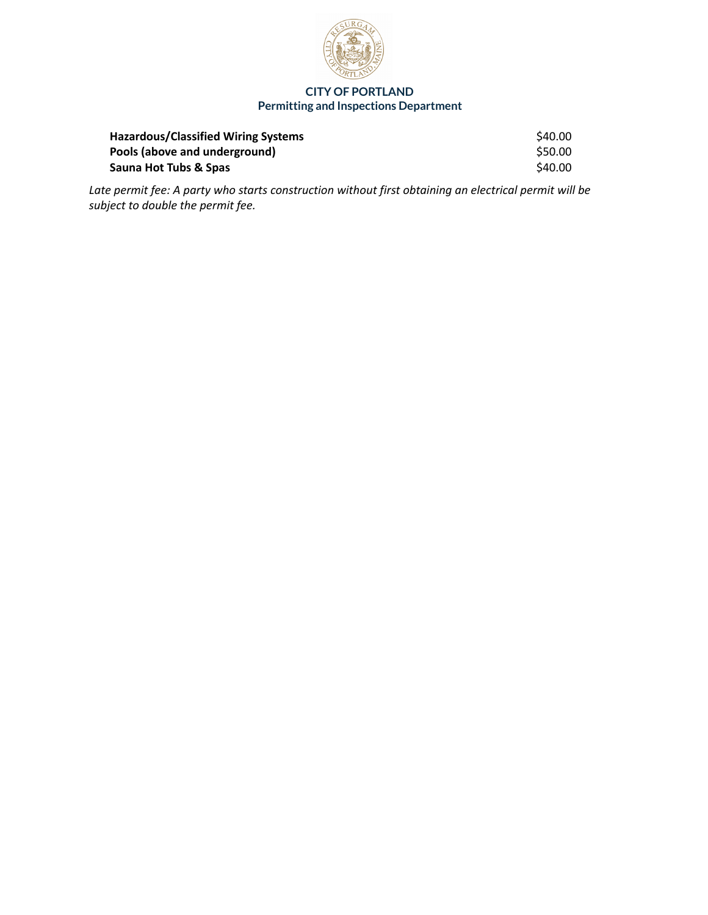| | |
|---|---|
| **Hazardous/Classified Wiring Systems** | $40.00 |
| **Pools (above and underground)** | $50.00 |
| **Sauna Hot Tubs & Spas** | $40.00 |

*Late permit fee: A party who starts construction without first obtaining an electrical permit will be subject to double the permit fee.*